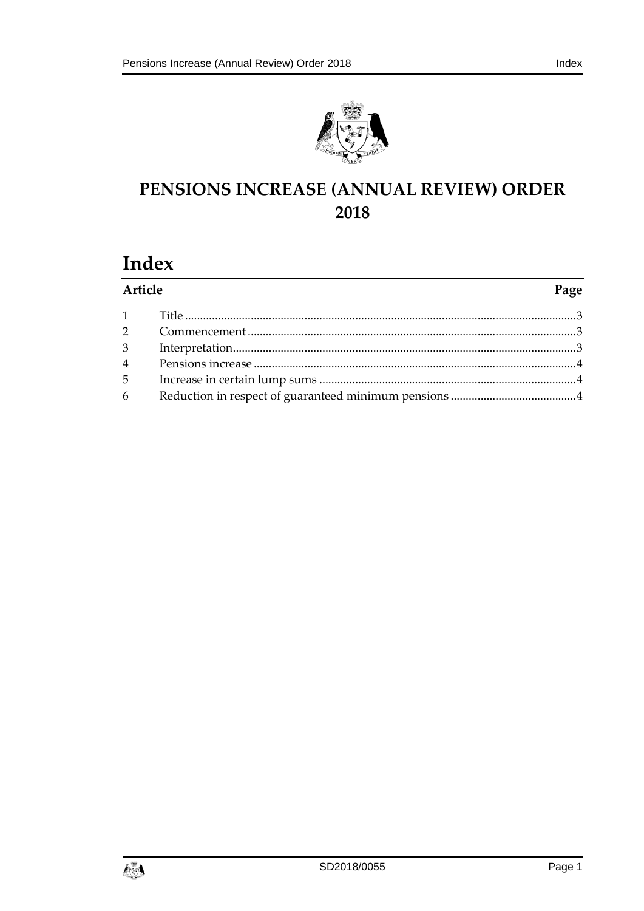# PENSIONS INCREASE (ANNUAL REVIEW) ORDER 2018

## Index

| Article | | Page |
|---|---|---|
| 1 | Title | 3 |
| 2 | Commencement | 3 |
| 3 | Interpretation | 3 |
| 4 | Pensions increase | 4 |
| 5 | Increase in certain lump sums | 4 |
| 6 | Reduction in respect of guaranteed minimum pensions | 4 |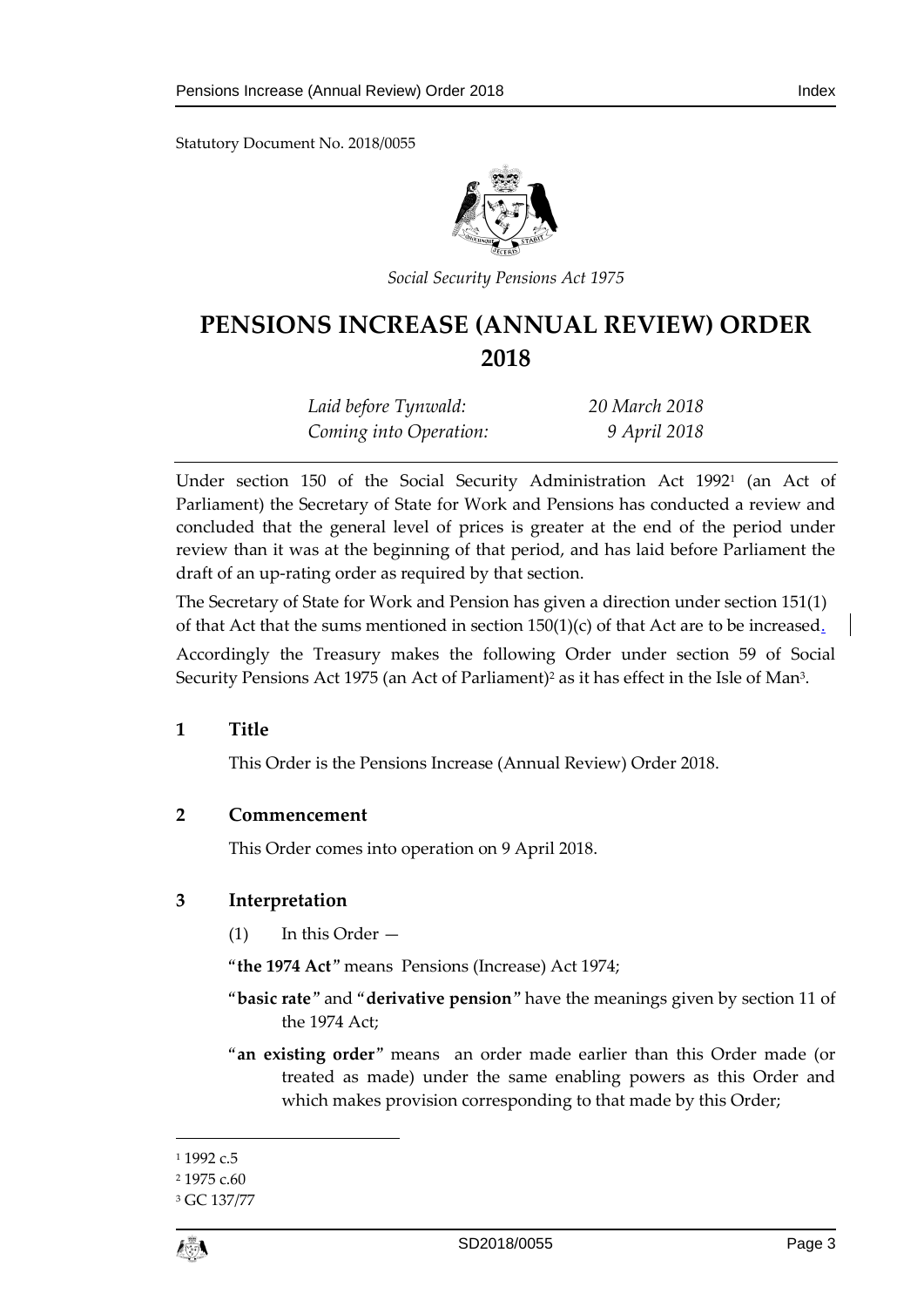Statutory Document No. 2018/0055

*Social Security Pensions Act 1975*

# PENSIONS INCREASE (ANNUAL REVIEW) ORDER 2018

| | |
|---|---|
| *Laid before Tynwald:* | *20 March 2018* |
| *Coming into Operation:* | *9 April 2018* |

Under section 150 of the Social Security Administration Act 1992[1] (an Act of Parliament) the Secretary of State for Work and Pensions has conducted a review and concluded that the general level of prices is greater at the end of the period under review than it was at the beginning of that period, and has laid before Parliament the draft of an up-rating order as required by that section.

The Secretary of State for Work and Pension has given a direction under section 151(1) of that Act that the sums mentioned in section 150(1)(c) of that Act are to be increased.

Accordingly the Treasury makes the following Order under section 59 of Social Security Pensions Act 1975 (an Act of Parliament)[2] as it has effect in the Isle of Man[3].

## 1 Title

This Order is the Pensions Increase (Annual Review) Order 2018.

## 2 Commencement

This Order comes into operation on 9 April 2018.

## 3 Interpretation

(1) In this Order —

"**the 1974 Act**" means Pensions (Increase) Act 1974;

"**basic rate**" and "**derivative pension**" have the meanings given by section 11 of the 1974 Act;

"**an existing order**" means an order made earlier than this Order made (or treated as made) under the same enabling powers as this Order and which makes provision corresponding to that made by this Order;

---

[1] 1992 c.5

[2] 1975 c.60

[3] GC 137/77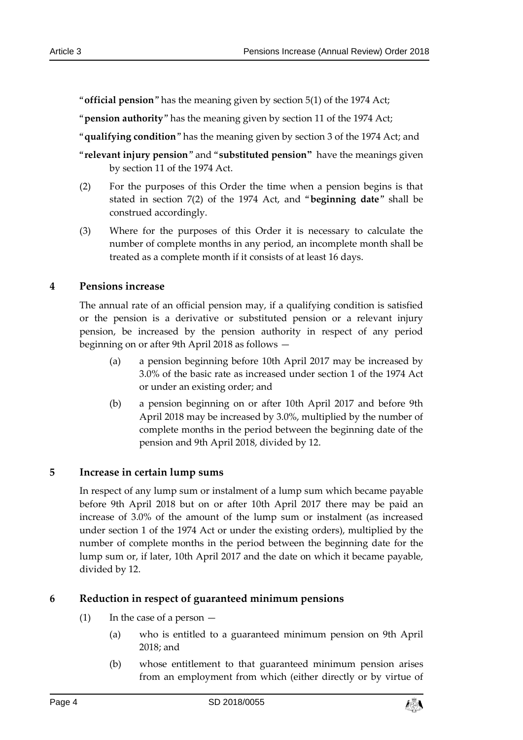"**official pension**" has the meaning given by section 5(1) of the 1974 Act;

"**pension authority**" has the meaning given by section 11 of the 1974 Act;

"**qualifying condition**" has the meaning given by section 3 of the 1974 Act; and

"**relevant injury pension**" and "**substituted pension**" have the meanings given by section 11 of the 1974 Act.

(2) For the purposes of this Order the time when a pension begins is that stated in section 7(2) of the 1974 Act, and "**beginning date**" shall be construed accordingly.

(3) Where for the purposes of this Order it is necessary to calculate the number of complete months in any period, an incomplete month shall be treated as a complete month if it consists of at least 16 days.

## 4 Pensions increase

The annual rate of an official pension may, if a qualifying condition is satisfied or the pension is a derivative or substituted pension or a relevant injury pension, be increased by the pension authority in respect of any period beginning on or after 9th April 2018 as follows —

(a) a pension beginning before 10th April 2017 may be increased by 3.0% of the basic rate as increased under section 1 of the 1974 Act or under an existing order; and

(b) a pension beginning on or after 10th April 2017 and before 9th April 2018 may be increased by 3.0%, multiplied by the number of complete months in the period between the beginning date of the pension and 9th April 2018, divided by 12.

## 5 Increase in certain lump sums

In respect of any lump sum or instalment of a lump sum which became payable before 9th April 2018 but on or after 10th April 2017 there may be paid an increase of 3.0% of the amount of the lump sum or instalment (as increased under section 1 of the 1974 Act or under the existing orders), multiplied by the number of complete months in the period between the beginning date for the lump sum or, if later, 10th April 2017 and the date on which it became payable, divided by 12.

## 6 Reduction in respect of guaranteed minimum pensions

(1) In the case of a person —

(a) who is entitled to a guaranteed minimum pension on 9th April 2018; and

(b) whose entitlement to that guaranteed minimum pension arises from an employment from which (either directly or by virtue of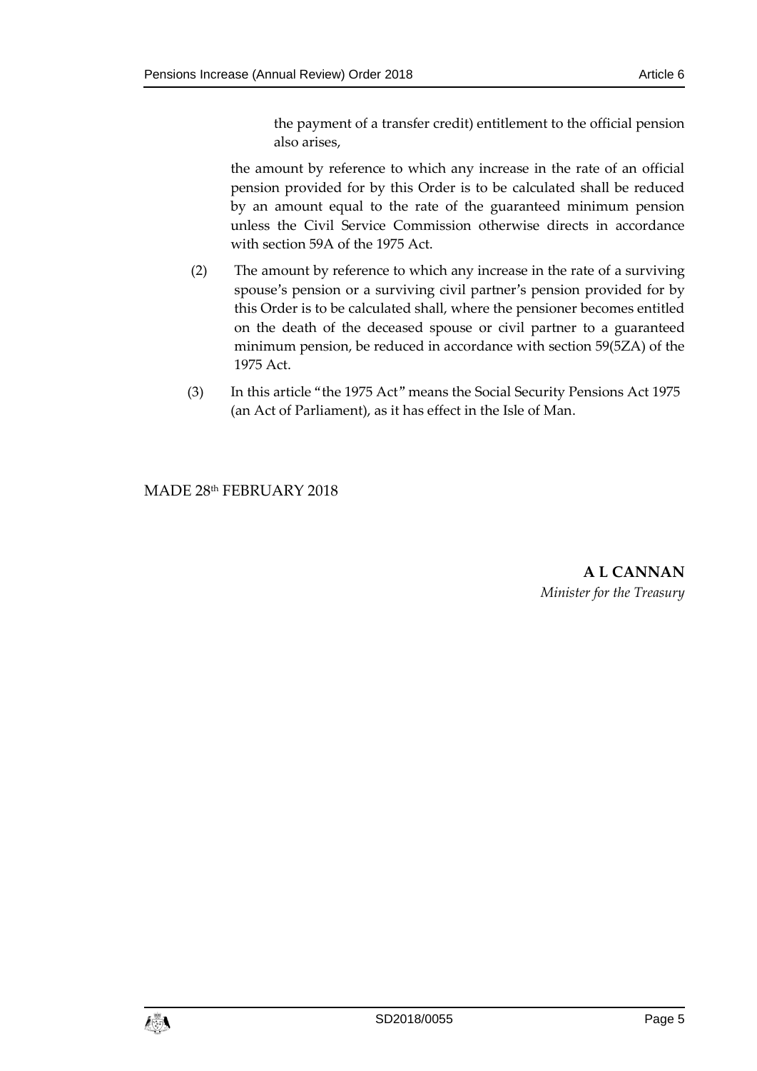the payment of a transfer credit) entitlement to the official pension also arises,

the amount by reference to which any increase in the rate of an official pension provided for by this Order is to be calculated shall be reduced by an amount equal to the rate of the guaranteed minimum pension unless the Civil Service Commission otherwise directs in accordance with section 59A of the 1975 Act.

(2) The amount by reference to which any increase in the rate of a surviving spouse's pension or a surviving civil partner's pension provided for by this Order is to be calculated shall, where the pensioner becomes entitled on the death of the deceased spouse or civil partner to a guaranteed minimum pension, be reduced in accordance with section 59(5ZA) of the 1975 Act.

(3) In this article "the 1975 Act" means the Social Security Pensions Act 1975 (an Act of Parliament), as it has effect in the Isle of Man.

MADE 28th FEBRUARY 2018

**A L CANNAN**
*Minister for the Treasury*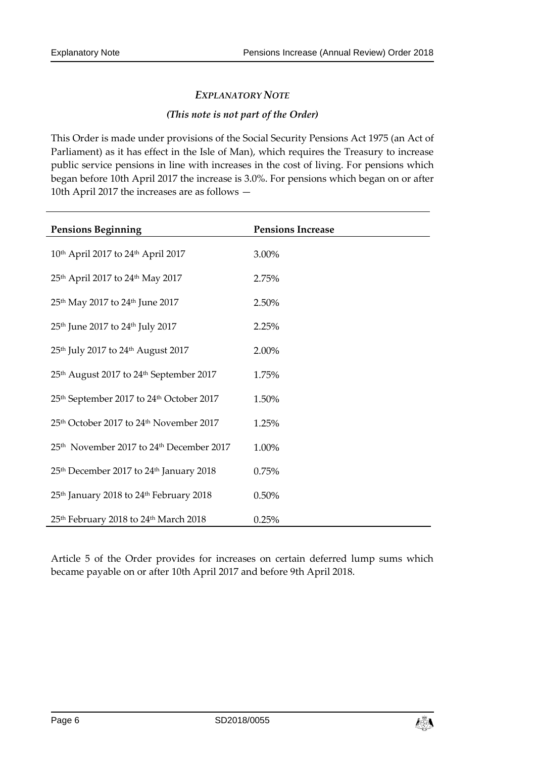## *EXPLANATORY NOTE*

***(This note is not part of the Order)***

This Order is made under provisions of the Social Security Pensions Act 1975 (an Act of Parliament) as it has effect in the Isle of Man), which requires the Treasury to increase public service pensions in line with increases in the cost of living. For pensions which began before 10th April 2017 the increase is 3.0%. For pensions which began on or after 10th April 2017 the increases are as follows —

| Pensions Beginning | Pensions Increase |
|---|---|
| 10th April 2017 to 24th April 2017 | 3.00% |
| 25th April 2017 to 24th May 2017 | 2.75% |
| 25th May 2017 to 24th June 2017 | 2.50% |
| 25th June 2017 to 24th July 2017 | 2.25% |
| 25th July 2017 to 24th August 2017 | 2.00% |
| 25th August 2017 to 24th September 2017 | 1.75% |
| 25th September 2017 to 24th October 2017 | 1.50% |
| 25th October 2017 to 24th November 2017 | 1.25% |
| 25th November 2017 to 24th December 2017 | 1.00% |
| 25th December 2017 to 24th January 2018 | 0.75% |
| 25th January 2018 to 24th February 2018 | 0.50% |
| 25th February 2018 to 24th March 2018 | 0.25% |

Article 5 of the Order provides for increases on certain deferred lump sums which became payable on or after 10th April 2017 and before 9th April 2018.